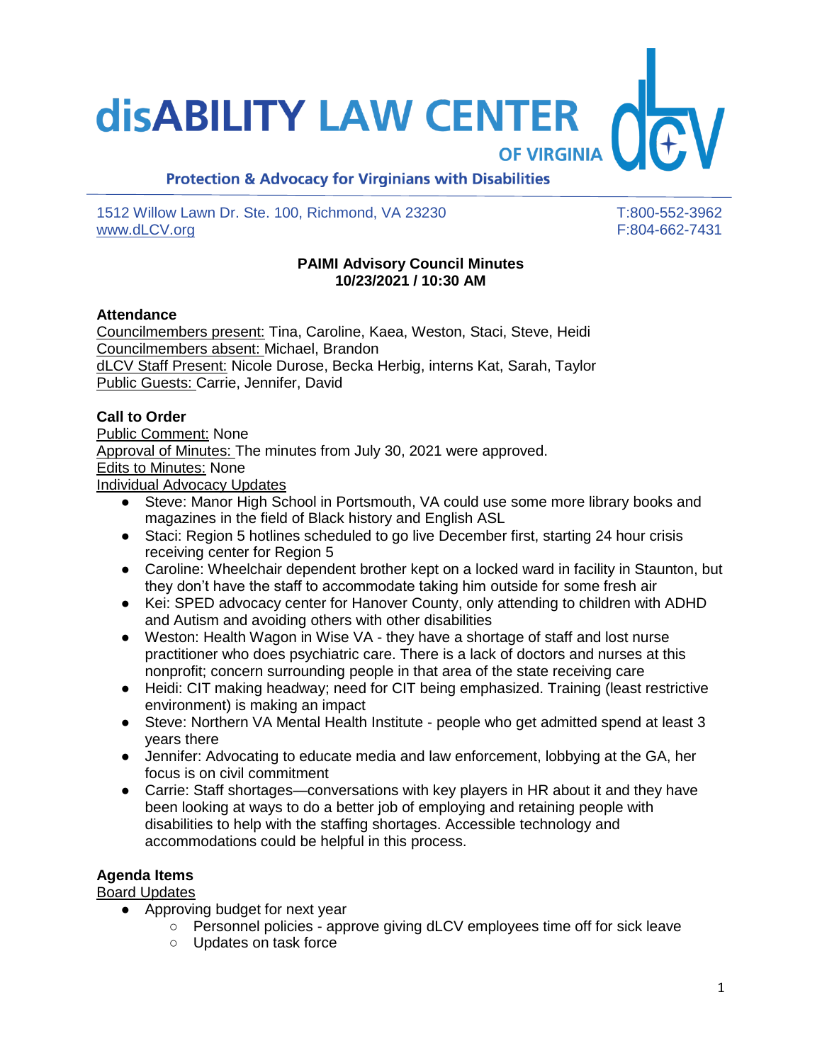# disABILITY LAW CENTER OF VIRGINIA

**Protection & Advocacy for Virginians with Disabilities**

1512 Willow Lawn Dr. Ste. 100, Richmond, VA 23230
www.dLCV.org

T:800-552-3962
F:804-662-7431

**PAIMI Advisory Council Minutes**
**10/23/2021 / 10:30 AM**

**Attendance**

Councilmembers present: Tina, Caroline, Kaea, Weston, Staci, Steve, Heidi
Councilmembers absent: Michael, Brandon
dLCV Staff Present: Nicole Durose, Becka Herbig, interns Kat, Sarah, Taylor
Public Guests: Carrie, Jennifer, David

**Call to Order**

Public Comment: None
Approval of Minutes: The minutes from July 30, 2021 were approved.
Edits to Minutes: None
Individual Advocacy Updates

- Steve: Manor High School in Portsmouth, VA could use some more library books and magazines in the field of Black history and English ASL
- Staci: Region 5 hotlines scheduled to go live December first, starting 24 hour crisis receiving center for Region 5
- Caroline: Wheelchair dependent brother kept on a locked ward in facility in Staunton, but they don't have the staff to accommodate taking him outside for some fresh air
- Kei: SPED advocacy center for Hanover County, only attending to children with ADHD and Autism and avoiding others with other disabilities
- Weston: Health Wagon in Wise VA - they have a shortage of staff and lost nurse practitioner who does psychiatric care. There is a lack of doctors and nurses at this nonprofit; concern surrounding people in that area of the state receiving care
- Heidi: CIT making headway; need for CIT being emphasized. Training (least restrictive environment) is making an impact
- Steve: Northern VA Mental Health Institute - people who get admitted spend at least 3 years there
- Jennifer: Advocating to educate media and law enforcement, lobbying at the GA, her focus is on civil commitment
- Carrie: Staff shortages—conversations with key players in HR about it and they have been looking at ways to do a better job of employing and retaining people with disabilities to help with the staffing shortages. Accessible technology and accommodations could be helpful in this process.

**Agenda Items**

Board Updates

- Approving budget for next year
  - Personnel policies - approve giving dLCV employees time off for sick leave
  - Updates on task force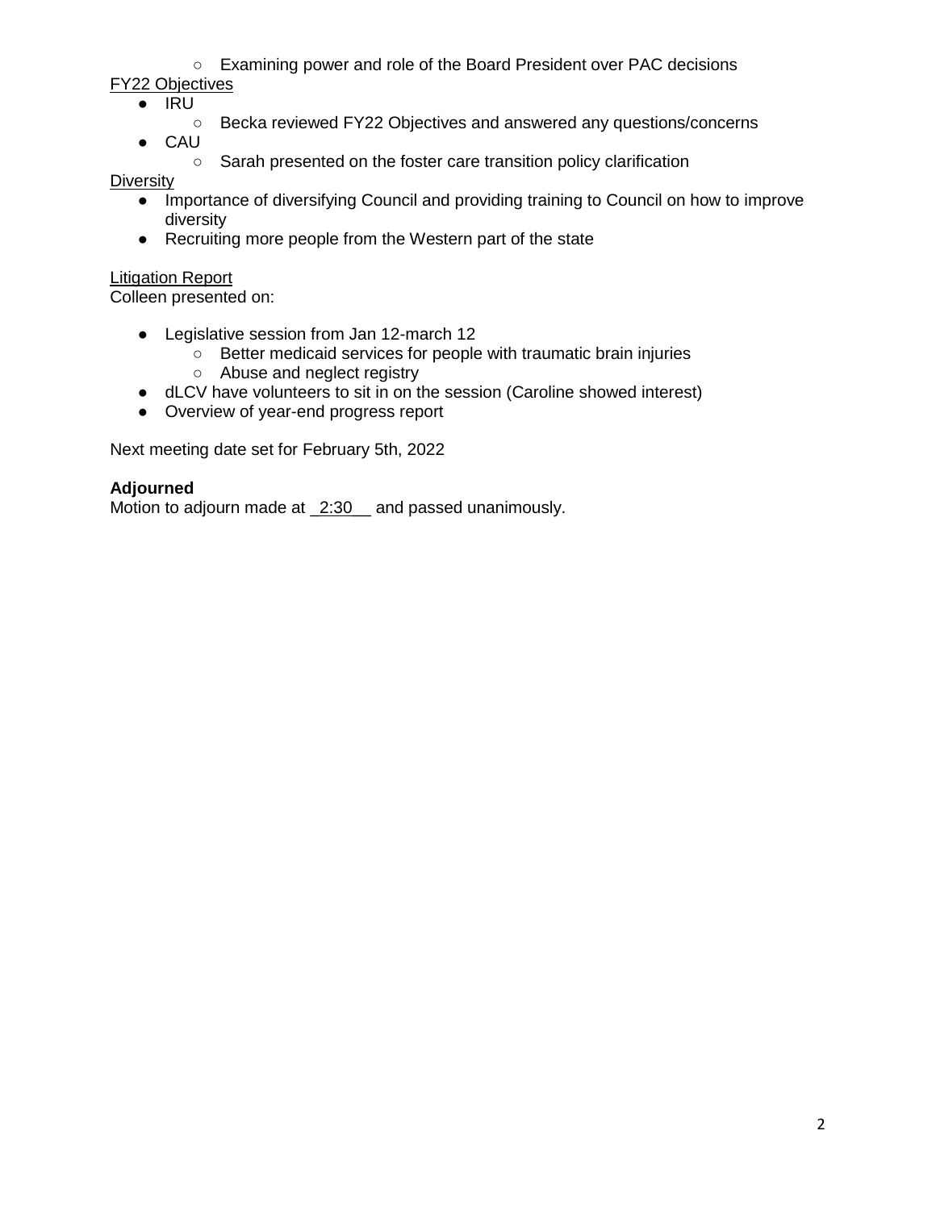- Examining power and role of the Board President over PAC decisions

FY22 Objectives

- IRU
  - Becka reviewed FY22 Objectives and answered any questions/concerns
- CAU
  - Sarah presented on the foster care transition policy clarification

Diversity

- Importance of diversifying Council and providing training to Council on how to improve diversity
- Recruiting more people from the Western part of the state

Litigation Report

Colleen presented on:

- Legislative session from Jan 12-march 12
  - Better medicaid services for people with traumatic brain injuries
  - Abuse and neglect registry
- dLCV have volunteers to sit in on the session (Caroline showed interest)
- Overview of year-end progress report

Next meeting date set for February 5th, 2022

**Adjourned**

Motion to adjourn made at _2:30__ and passed unanimously.